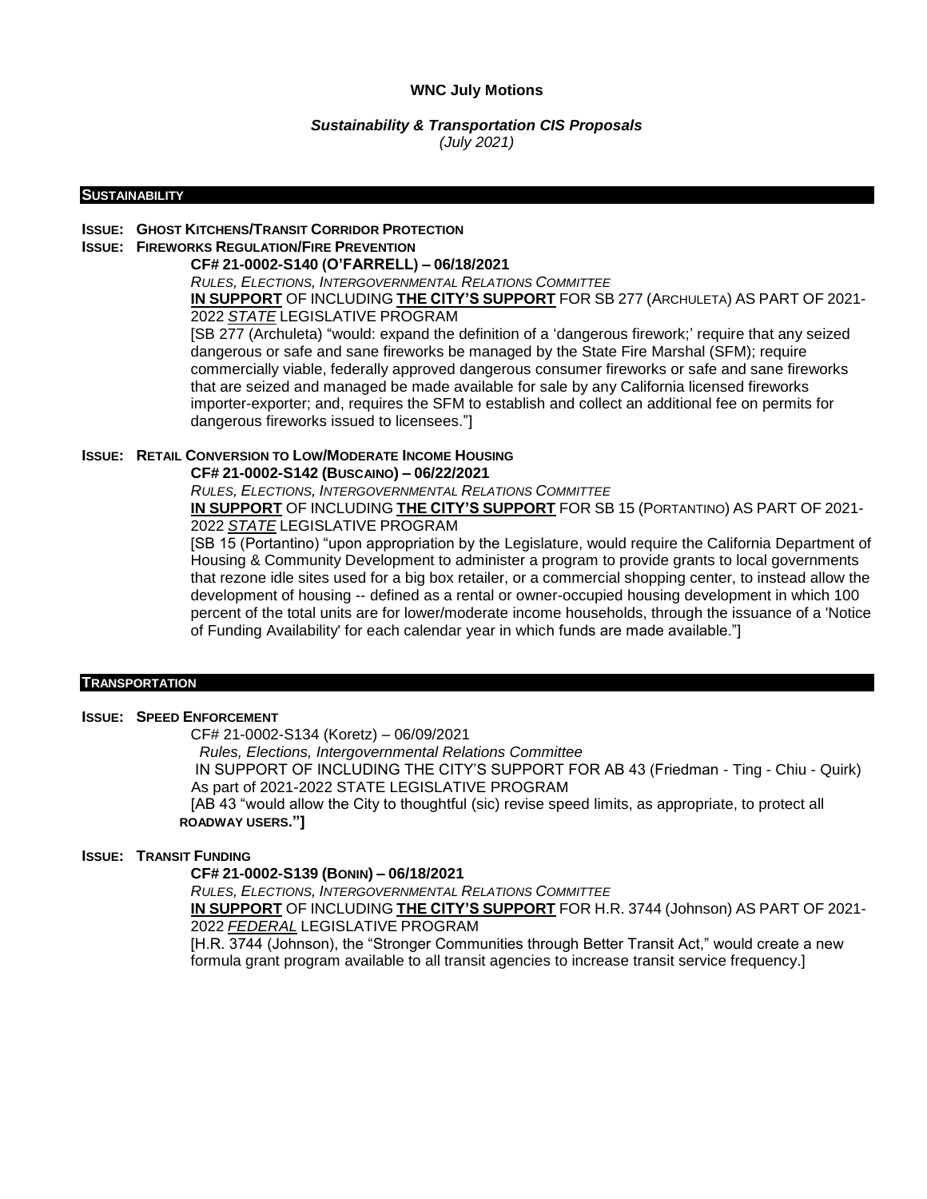**WNC July Motions**

***Sustainability & Transportation CIS Proposals***
*(July 2021)*

## SUSTAINABILITY

**ISSUE: GHOST KITCHENS/TRANSIT CORRIDOR PROTECTION**

**ISSUE: FIREWORKS REGULATION/FIRE PREVENTION**

**CF# 21-0002-S140 (O'FARRELL) – 06/18/2021**

*RULES, ELECTIONS, INTERGOVERNMENTAL RELATIONS COMMITTEE*

**IN SUPPORT** OF INCLUDING **THE CITY'S SUPPORT** FOR SB 277 (ARCHULETA) AS PART OF 2021-2022 ***STATE*** LEGISLATIVE PROGRAM

[SB 277 (Archuleta) "would: expand the definition of a 'dangerous firework;' require that any seized dangerous or safe and sane fireworks be managed by the State Fire Marshal (SFM); require commercially viable, federally approved dangerous consumer fireworks or safe and sane fireworks that are seized and managed be made available for sale by any California licensed fireworks importer-exporter; and, requires the SFM to establish and collect an additional fee on permits for dangerous fireworks issued to licensees."]

**ISSUE: RETAIL CONVERSION TO LOW/MODERATE INCOME HOUSING**

**CF# 21-0002-S142 (BUSCAINO) – 06/22/2021**

*RULES, ELECTIONS, INTERGOVERNMENTAL RELATIONS COMMITTEE*

**IN SUPPORT** OF INCLUDING **THE CITY'S SUPPORT** FOR SB 15 (PORTANTINO) AS PART OF 2021-2022 ***STATE*** LEGISLATIVE PROGRAM

[SB 15 (Portantino) "upon appropriation by the Legislature, would require the California Department of Housing & Community Development to administer a program to provide grants to local governments that rezone idle sites used for a big box retailer, or a commercial shopping center, to instead allow the development of housing -- defined as a rental or owner-occupied housing development in which 100 percent of the total units are for lower/moderate income households, through the issuance of a 'Notice of Funding Availability' for each calendar year in which funds are made available."]

## TRANSPORTATION

**ISSUE: SPEED ENFORCEMENT**

CF# 21-0002-S134 (Koretz) – 06/09/2021

*Rules, Elections, Intergovernmental Relations Committee*

IN SUPPORT OF INCLUDING THE CITY'S SUPPORT FOR AB 43 (Friedman - Ting - Chiu - Quirk) As part of 2021-2022 STATE LEGISLATIVE PROGRAM

[AB 43 "would allow the City to thoughtful (sic) revise speed limits, as appropriate, to protect all **ROADWAY USERS."]**

**ISSUE: TRANSIT FUNDING**

**CF# 21-0002-S139 (BONIN) – 06/18/2021**

*RULES, ELECTIONS, INTERGOVERNMENTAL RELATIONS COMMITTEE*

**IN SUPPORT** OF INCLUDING **THE CITY'S SUPPORT** FOR H.R. 3744 (Johnson) AS PART OF 2021-2022 ***FEDERAL*** LEGISLATIVE PROGRAM

[H.R. 3744 (Johnson), the "Stronger Communities through Better Transit Act," would create a new formula grant program available to all transit agencies to increase transit service frequency.]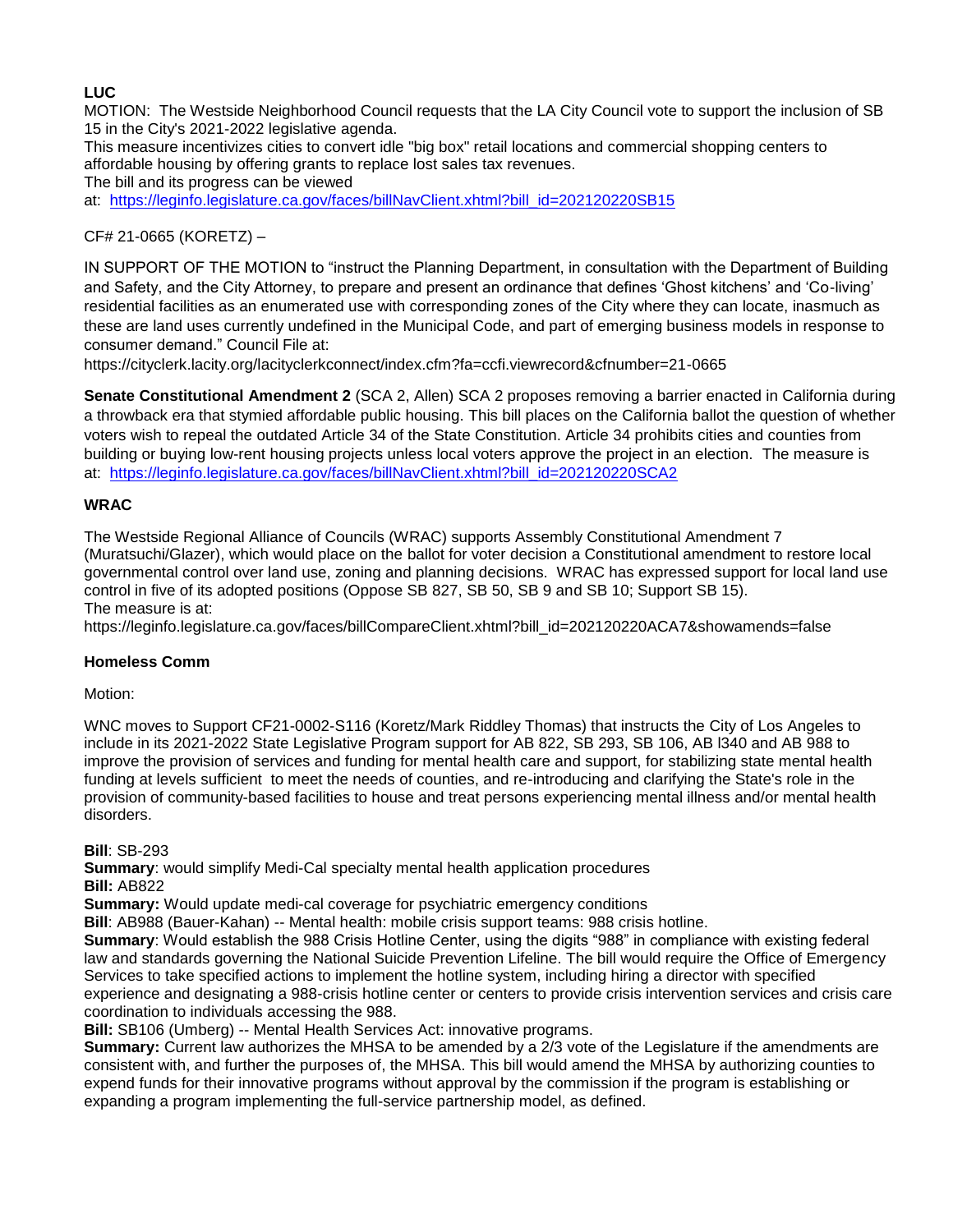**LUC**

MOTION: The Westside Neighborhood Council requests that the LA City Council vote to support the inclusion of SB 15 in the City's 2021-2022 legislative agenda.
This measure incentivizes cities to convert idle "big box" retail locations and commercial shopping centers to affordable housing by offering grants to replace lost sales tax revenues.
The bill and its progress can be viewed
at: https://leginfo.legislature.ca.gov/faces/billNavClient.xhtml?bill_id=202120220SB15

CF# 21-0665 (KORETZ) –

IN SUPPORT OF THE MOTION to "instruct the Planning Department, in consultation with the Department of Building and Safety, and the City Attorney, to prepare and present an ordinance that defines 'Ghost kitchens' and 'Co-living' residential facilities as an enumerated use with corresponding zones of the City where they can locate, inasmuch as these are land uses currently undefined in the Municipal Code, and part of emerging business models in response to consumer demand." Council File at:
https://cityclerk.lacity.org/lacityclerkconnect/index.cfm?fa=ccfi.viewrecord&cfnumber=21-0665

**Senate Constitutional Amendment 2** (SCA 2, Allen) SCA 2 proposes removing a barrier enacted in California during a throwback era that stymied affordable public housing. This bill places on the California ballot the question of whether voters wish to repeal the outdated Article 34 of the State Constitution. Article 34 prohibits cities and counties from building or buying low-rent housing projects unless local voters approve the project in an election. The measure is at: https://leginfo.legislature.ca.gov/faces/billNavClient.xhtml?bill_id=202120220SCA2

**WRAC**

The Westside Regional Alliance of Councils (WRAC) supports Assembly Constitutional Amendment 7 (Muratsuchi/Glazer), which would place on the ballot for voter decision a Constitutional amendment to restore local governmental control over land use, zoning and planning decisions. WRAC has expressed support for local land use control in five of its adopted positions (Oppose SB 827, SB 50, SB 9 and SB 10; Support SB 15).
The measure is at:
https://leginfo.legislature.ca.gov/faces/billCompareClient.xhtml?bill_id=202120220ACA7&showamends=false

**Homeless Comm**

Motion:

WNC moves to Support CF21-0002-S116 (Koretz/Mark Riddley Thomas) that instructs the City of Los Angeles to include in its 2021-2022 State Legislative Program support for AB 822, SB 293, SB 106, AB l340 and AB 988 to improve the provision of services and funding for mental health care and support, for stabilizing state mental health funding at levels sufficient to meet the needs of counties, and re-introducing and clarifying the State's role in the provision of community-based facilities to house and treat persons experiencing mental illness and/or mental health disorders.

**Bill**: SB-293
**Summary**: would simplify Medi-Cal specialty mental health application procedures
**Bill:** AB822
**Summary:** Would update medi-cal coverage for psychiatric emergency conditions
**Bill**: AB988 (Bauer-Kahan) -- Mental health: mobile crisis support teams: 988 crisis hotline.
**Summary**: Would establish the 988 Crisis Hotline Center, using the digits "988" in compliance with existing federal law and standards governing the National Suicide Prevention Lifeline. The bill would require the Office of Emergency Services to take specified actions to implement the hotline system, including hiring a director with specified experience and designating a 988-crisis hotline center or centers to provide crisis intervention services and crisis care coordination to individuals accessing the 988.
**Bill:** SB106 (Umberg) -- Mental Health Services Act: innovative programs.
**Summary:** Current law authorizes the MHSA to be amended by a 2/3 vote of the Legislature if the amendments are consistent with, and further the purposes of, the MHSA. This bill would amend the MHSA by authorizing counties to expend funds for their innovative programs without approval by the commission if the program is establishing or expanding a program implementing the full-service partnership model, as defined.